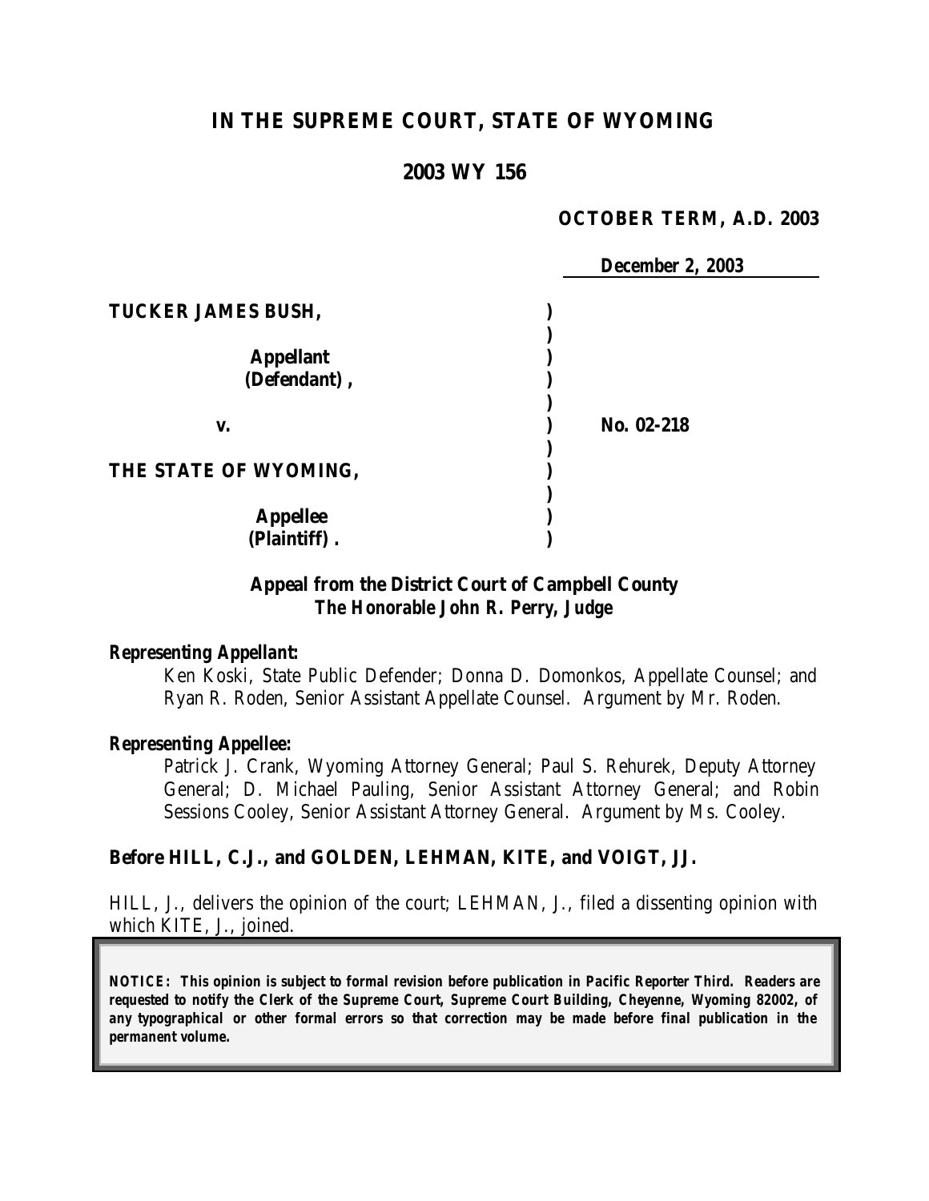# IN THE SUPREME COURT, STATE OF WYOMING

## 2003 WY 156

**OCTOBER TERM, A.D. 2003**

**December 2, 2003**

| | | |
|---|---|---|
| **TUCKER JAMES BUSH,** | ) | |
| | ) | |
| **Appellant** | ) | |
| **(Defendant),** | ) | |
| | ) | |
| **v.** | ) | **No. 02-218** |
| | ) | |
| **THE STATE OF WYOMING,** | ) | |
| | ) | |
| **Appellee** | ) | |
| **(Plaintiff).** | ) | |

***Appeal from the District Court of Campbell County***
***The Honorable John R. Perry, Judge***

***Representing Appellant:***

Ken Koski, State Public Defender; Donna D. Domonkos, Appellate Counsel; and Ryan R. Roden, Senior Assistant Appellate Counsel. Argument by Mr. Roden.

***Representing Appellee:***

Patrick J. Crank, Wyoming Attorney General; Paul S. Rehurek, Deputy Attorney General; D. Michael Pauling, Senior Assistant Attorney General; and Robin Sessions Cooley, Senior Assistant Attorney General. Argument by Ms. Cooley.

**Before HILL, C.J., and GOLDEN, LEHMAN, KITE, and VOIGT, JJ.**

HILL, J., delivers the opinion of the court; LEHMAN, J., filed a dissenting opinion with which KITE, J., joined.

***NOTICE: This opinion is subject to formal revision before publication in Pacific Reporter Third. Readers are requested to notify the Clerk of the Supreme Court, Supreme Court Building, Cheyenne, Wyoming 82002, of any typographical or other formal errors so that correction may be made before final publication in the permanent volume.***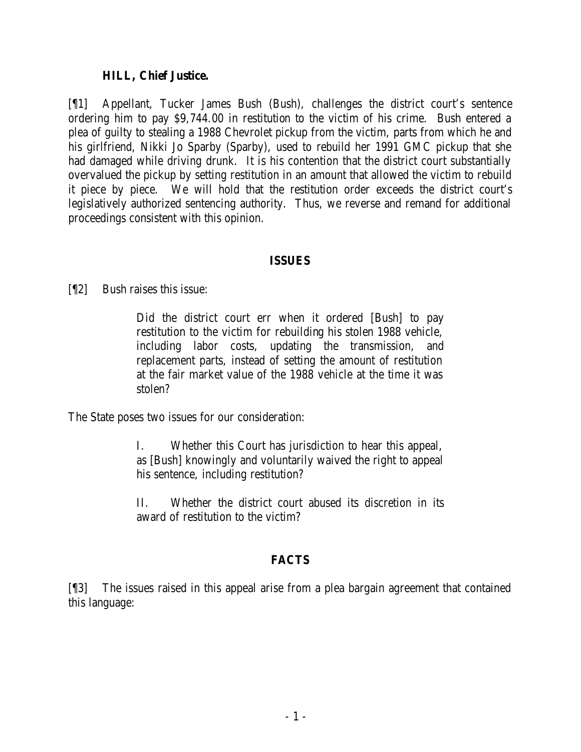**HILL, Chief Justice.**

[¶1] Appellant, Tucker James Bush (Bush), challenges the district court's sentence ordering him to pay $9,744.00 in restitution to the victim of his crime. Bush entered a plea of guilty to stealing a 1988 Chevrolet pickup from the victim, parts from which he and his girlfriend, Nikki Jo Sparby (Sparby), used to rebuild her 1991 GMC pickup that she had damaged while driving drunk. It is his contention that the district court substantially overvalued the pickup by setting restitution in an amount that allowed the victim to rebuild it piece by piece. We will hold that the restitution order exceeds the district court's legislatively authorized sentencing authority. Thus, we reverse and remand for additional proceedings consistent with this opinion.

## ISSUES

[¶2] Bush raises this issue:

> Did the district court err when it ordered [Bush] to pay restitution to the victim for rebuilding his stolen 1988 vehicle, including labor costs, updating the transmission, and replacement parts, instead of setting the amount of restitution at the fair market value of the 1988 vehicle at the time it was stolen?

The State poses two issues for our consideration:

> I. Whether this Court has jurisdiction to hear this appeal, as [Bush] knowingly and voluntarily waived the right to appeal his sentence, including restitution?
>
> II. Whether the district court abused its discretion in its award of restitution to the victim?

## FACTS

[¶3] The issues raised in this appeal arise from a plea bargain agreement that contained this language: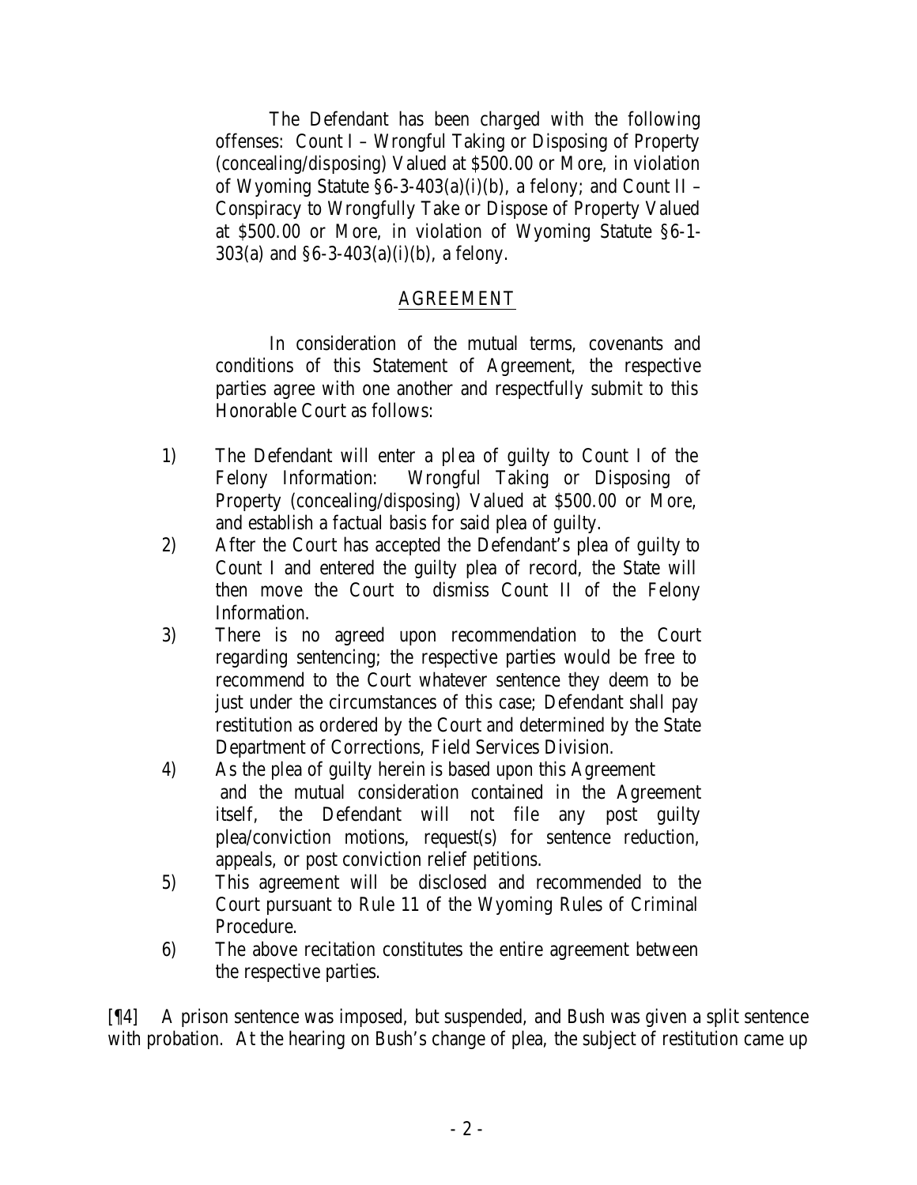> The Defendant has been charged with the following offenses: Count I – Wrongful Taking or Disposing of Property (concealing/disposing) Valued at $500.00 or More, in violation of Wyoming Statute §6-3-403(a)(i)(b), a felony; and Count II – Conspiracy to Wrongfully Take or Dispose of Property Valued at $500.00 or More, in violation of Wyoming Statute §6-1-303(a) and §6-3-403(a)(i)(b), a felony.
>
> AGREEMENT
>
> In consideration of the mutual terms, covenants and conditions of this Statement of Agreement, the respective parties agree with one another and respectfully submit to this Honorable Court as follows:
>
> 1) The Defendant will enter a plea of guilty to Count I of the Felony Information: Wrongful Taking or Disposing of Property (concealing/disposing) Valued at $500.00 or More, and establish a factual basis for said plea of guilty.
> 2) After the Court has accepted the Defendant's plea of guilty to Count I and entered the guilty plea of record, the State will then move the Court to dismiss Count II of the Felony Information.
> 3) There is no agreed upon recommendation to the Court regarding sentencing; the respective parties would be free to recommend to the Court whatever sentence they deem to be just under the circumstances of this case; Defendant shall pay restitution as ordered by the Court and determined by the State Department of Corrections, Field Services Division.
> 4) As the plea of guilty herein is based upon this Agreement and the mutual consideration contained in the Agreement itself, the Defendant will not file any post guilty plea/conviction motions, request(s) for sentence reduction, appeals, or post conviction relief petitions.
> 5) This agreement will be disclosed and recommended to the Court pursuant to Rule 11 of the Wyoming Rules of Criminal Procedure.
> 6) The above recitation constitutes the entire agreement between the respective parties.

[¶4] A prison sentence was imposed, but suspended, and Bush was given a split sentence with probation. At the hearing on Bush's change of plea, the subject of restitution came up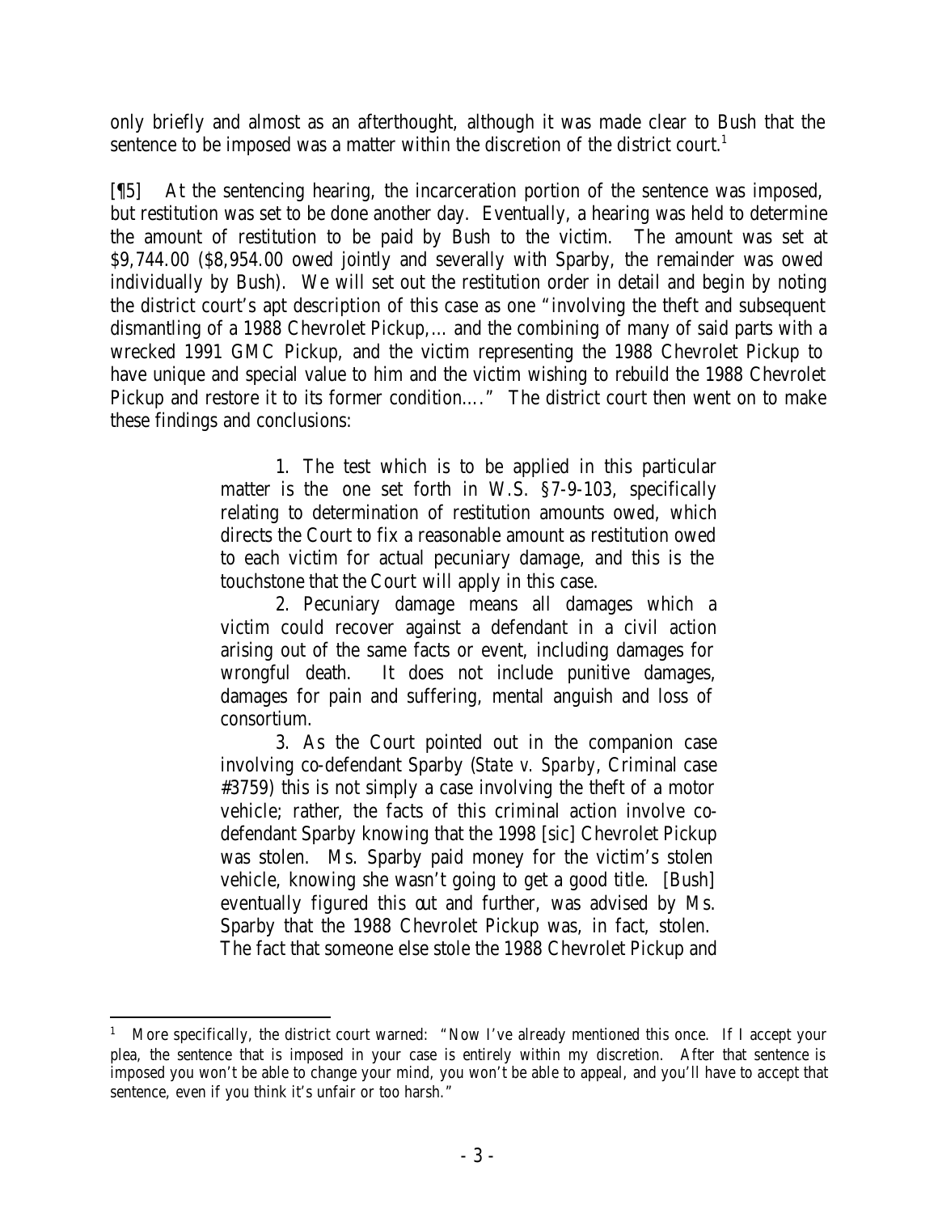only briefly and almost as an afterthought, although it was made clear to Bush that the sentence to be imposed was a matter within the discretion of the district court.[1]

[¶5] At the sentencing hearing, the incarceration portion of the sentence was imposed, but restitution was set to be done another day. Eventually, a hearing was held to determine the amount of restitution to be paid by Bush to the victim. The amount was set at $9,744.00 ($8,954.00 owed jointly and severally with Sparby, the remainder was owed individually by Bush). We will set out the restitution order in detail and begin by noting the district court's apt description of this case as one "involving the theft and subsequent dismantling of a 1988 Chevrolet Pickup,… and the combining of many of said parts with a wrecked 1991 GMC Pickup, and the victim representing the 1988 Chevrolet Pickup to have unique and special value to him and the victim wishing to rebuild the 1988 Chevrolet Pickup and restore it to its former condition…." The district court then went on to make these findings and conclusions:

> 1. The test which is to be applied in this particular matter is the one set forth in W.S. §7-9-103, specifically relating to determination of restitution amounts owed, which directs the Court to fix a reasonable amount as restitution owed to each victim for actual pecuniary damage, and this is the touchstone that the Court will apply in this case.
>
> 2. Pecuniary damage means all damages which a victim could recover against a defendant in a civil action arising out of the same facts or event, including damages for wrongful death. It does not include punitive damages, damages for pain and suffering, mental anguish and loss of consortium.
>
> 3. As the Court pointed out in the companion case involving co-defendant Sparby (*State v. Sparby*, Criminal case #3759) this is not simply a case involving the theft of a motor vehicle; rather, the facts of this criminal action involve co-defendant Sparby knowing that the 1998 [sic] Chevrolet Pickup was stolen. Ms. Sparby paid money for the victim's stolen vehicle, knowing she wasn't going to get a good title. [Bush] eventually figured this out and further, was advised by Ms. Sparby that the 1988 Chevrolet Pickup was, in fact, stolen. The fact that someone else stole the 1988 Chevrolet Pickup and

[1] More specifically, the district court warned: "Now I've already mentioned this once. If I accept your plea, the sentence that is imposed in your case is entirely within my discretion. After that sentence is imposed you won't be able to change your mind, you won't be able to appeal, and you'll have to accept that sentence, even if you think it's unfair or too harsh."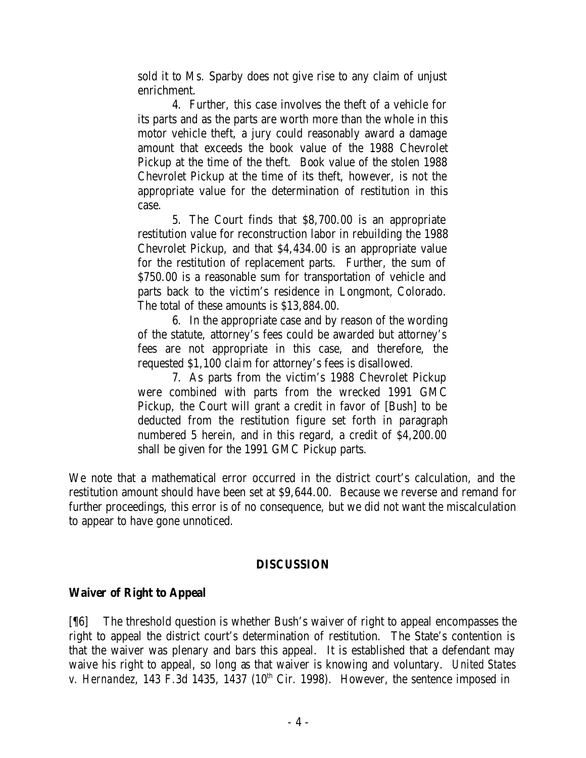sold it to Ms. Sparby does not give rise to any claim of unjust enrichment.

4. Further, this case involves the theft of a vehicle for its parts and as the parts are worth more than the whole in this motor vehicle theft, a jury could reasonably award a damage amount that exceeds the book value of the 1988 Chevrolet Pickup at the time of the theft. Book value of the stolen 1988 Chevrolet Pickup at the time of its theft, however, is not the appropriate value for the determination of restitution in this case.

5. The Court finds that $8,700.00 is an appropriate restitution value for reconstruction labor in rebuilding the 1988 Chevrolet Pickup, and that $4,434.00 is an appropriate value for the restitution of replacement parts. Further, the sum of $750.00 is a reasonable sum for transportation of vehicle and parts back to the victim's residence in Longmont, Colorado. The total of these amounts is $13,884.00.

6. In the appropriate case and by reason of the wording of the statute, attorney's fees could be awarded but attorney's fees are not appropriate in this case, and therefore, the requested $1,100 claim for attorney's fees is disallowed.

7. As parts from the victim's 1988 Chevrolet Pickup were combined with parts from the wrecked 1991 GMC Pickup, the Court will grant a credit in favor of [Bush] to be deducted from the restitution figure set forth in paragraph numbered 5 herein, and in this regard, a credit of $4,200.00 shall be given for the 1991 GMC Pickup parts.

We note that a mathematical error occurred in the district court's calculation, and the restitution amount should have been set at $9,644.00. Because we reverse and remand for further proceedings, this error is of no consequence, but we did not want the miscalculation to appear to have gone unnoticed.

## DISCUSSION

### Waiver of Right to Appeal

[¶6] The threshold question is whether Bush's waiver of right to appeal encompasses the right to appeal the district court's determination of restitution. The State's contention is that the waiver was plenary and bars this appeal. It is established that a defendant may waive his right to appeal, so long as that waiver is knowing and voluntary. *United States v. Hernandez*, 143 F.3d 1435, 1437 (10th Cir. 1998). However, the sentence imposed in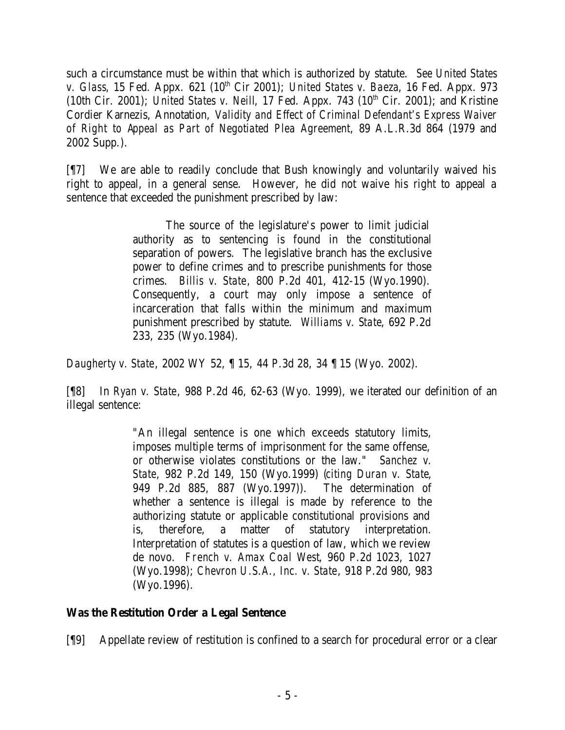such a circumstance must be within that which is authorized by statute. *See United States v. Glass*, 15 Fed. Appx. 621 (10th Cir 2001); *United States v. Baeza*, 16 Fed. Appx. 973 (10th Cir. 2001); *United States v. Neill*, 17 Fed. Appx. 743 (10th Cir. 2001); and Kristine Cordier Karnezis, Annotation, *Validity and Effect of Criminal Defendant's Express Waiver of Right to Appeal as Part of Negotiated Plea Agreement*, 89 A.L.R.3d 864 (1979 and 2002 Supp.).

[¶7] We are able to readily conclude that Bush knowingly and voluntarily waived his right to appeal, in a general sense. However, he did not waive his right to appeal a sentence that exceeded the punishment prescribed by law:

> The source of the legislature's power to limit judicial authority as to sentencing is found in the constitutional separation of powers. The legislative branch has the exclusive power to define crimes and to prescribe punishments for those crimes. *Billis v. State*, 800 P.2d 401, 412-15 (Wyo.1990). Consequently, a court may only impose a sentence of incarceration that falls within the minimum and maximum punishment prescribed by statute. *Williams v. State*, 692 P.2d 233, 235 (Wyo.1984).

*Daugherty v. State*, 2002 WY 52, ¶ 15, 44 P.3d 28, 34 ¶ 15 (Wyo. 2002).

[¶8] In *Ryan v. State*, 988 P.2d 46, 62-63 (Wyo. 1999), we iterated our definition of an illegal sentence:

> "An illegal sentence is one which exceeds statutory limits, imposes multiple terms of imprisonment for the same offense, or otherwise violates constitutions or the law." *Sanchez v. State*, 982 P.2d 149, 150 (Wyo.1999) (*citing Duran v. State*, 949 P.2d 885, 887 (Wyo.1997)). The determination of whether a sentence is illegal is made by reference to the authorizing statute or applicable constitutional provisions and is, therefore, a matter of statutory interpretation. Interpretation of statutes is a question of law, which we review de novo. *French v. Amax Coal West*, 960 P.2d 1023, 1027 (Wyo.1998); *Chevron U.S.A., Inc. v. State*, 918 P.2d 980, 983 (Wyo.1996).

**Was the Restitution Order a Legal Sentence**

[¶9] Appellate review of restitution is confined to a search for procedural error or a clear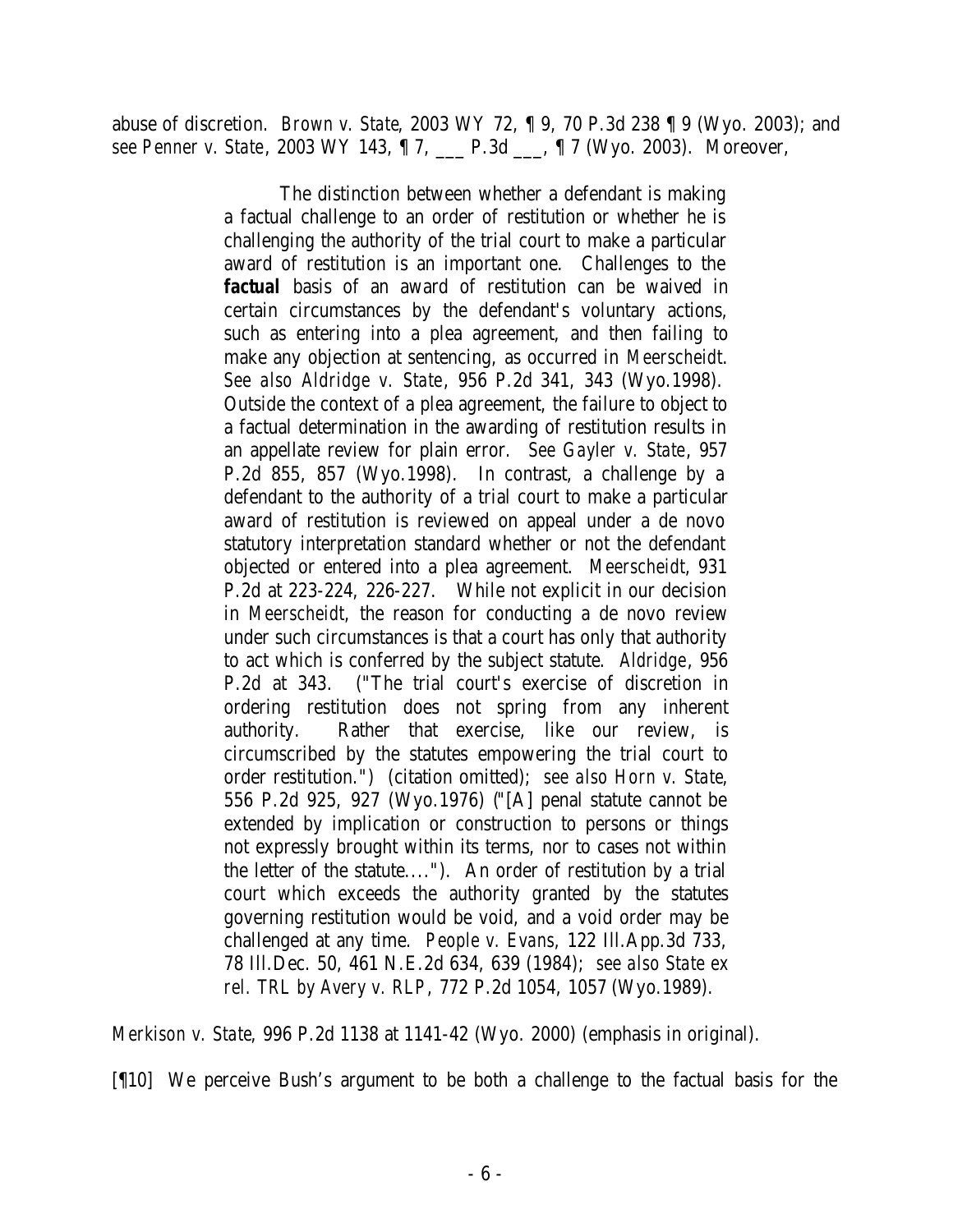abuse of discretion. *Brown v. State*, 2003 WY 72, ¶ 9, 70 P.3d 238 ¶ 9 (Wyo. 2003); and *see Penner v. State*, 2003 WY 143, ¶ 7, ___ P.3d ___, ¶ 7 (Wyo. 2003). Moreover,

> The distinction between whether a defendant is making a factual challenge to an order of restitution or whether he is challenging the authority of the trial court to make a particular award of restitution is an important one. Challenges to the **factual** basis of an award of restitution can be waived in certain circumstances by the defendant's voluntary actions, such as entering into a plea agreement, and then failing to make any objection at sentencing, as occurred in *Meerscheidt*. *See also Aldridge v. State*, 956 P.2d 341, 343 (Wyo.1998). Outside the context of a plea agreement, the failure to object to a factual determination in the awarding of restitution results in an appellate review for plain error. *See Gayler v. State*, 957 P.2d 855, 857 (Wyo.1998). In contrast, a challenge by a defendant to the authority of a trial court to make a particular award of restitution is reviewed on appeal under a de novo statutory interpretation standard whether or not the defendant objected or entered into a plea agreement. *Meerscheidt*, 931 P.2d at 223-224, 226-227. While not explicit in our decision in *Meerscheidt*, the reason for conducting a de novo review under such circumstances is that a court has only that authority to act which is conferred by the subject statute. *Aldridge*, 956 P.2d at 343. ("The trial court's exercise of discretion in ordering restitution does not spring from any inherent authority. Rather that exercise, like our review, is circumscribed by the statutes empowering the trial court to order restitution.") (citation omitted); *see also Horn v. State*, 556 P.2d 925, 927 (Wyo.1976) ("[A] penal statute cannot be extended by implication or construction to persons or things not expressly brought within its terms, nor to cases not within the letter of the statute...."). An order of restitution by a trial court which exceeds the authority granted by the statutes governing restitution would be void, and a void order may be challenged at any time. *People v. Evans*, 122 Ill.App.3d 733, 78 Ill.Dec. 50, 461 N.E.2d 634, 639 (1984); *see also State ex rel. TRL by Avery v. RLP*, 772 P.2d 1054, 1057 (Wyo.1989).

*Merkison v. State*, 996 P.2d 1138 at 1141-42 (Wyo. 2000) (emphasis in original).

[¶10] We perceive Bush's argument to be both a challenge to the factual basis for the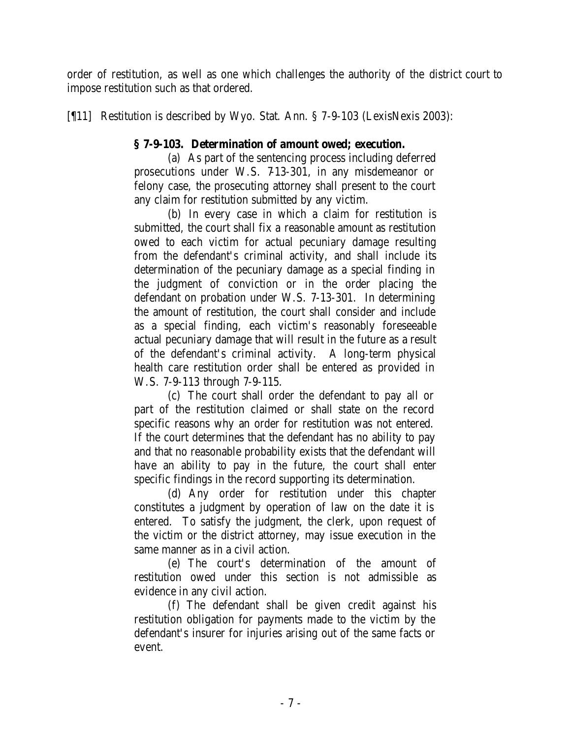order of restitution, as well as one which challenges the authority of the district court to impose restitution such as that ordered.

[¶11] Restitution is described by Wyo. Stat. Ann. § 7-9-103 (LexisNexis 2003):

> **§ 7-9-103. Determination of amount owed; execution.**
>
> (a) As part of the sentencing process including deferred prosecutions under W.S. 7-13-301, in any misdemeanor or felony case, the prosecuting attorney shall present to the court any claim for restitution submitted by any victim.
>
> (b) In every case in which a claim for restitution is submitted, the court shall fix a reasonable amount as restitution owed to each victim for actual pecuniary damage resulting from the defendant's criminal activity, and shall include its determination of the pecuniary damage as a special finding in the judgment of conviction or in the order placing the defendant on probation under W.S. 7-13-301. In determining the amount of restitution, the court shall consider and include as a special finding, each victim's reasonably foreseeable actual pecuniary damage that will result in the future as a result of the defendant's criminal activity. A long-term physical health care restitution order shall be entered as provided in W.S. 7-9-113 through 7-9-115.
>
> (c) The court shall order the defendant to pay all or part of the restitution claimed or shall state on the record specific reasons why an order for restitution was not entered. If the court determines that the defendant has no ability to pay and that no reasonable probability exists that the defendant will have an ability to pay in the future, the court shall enter specific findings in the record supporting its determination.
>
> (d) Any order for restitution under this chapter constitutes a judgment by operation of law on the date it is entered. To satisfy the judgment, the clerk, upon request of the victim or the district attorney, may issue execution in the same manner as in a civil action.
>
> (e) The court's determination of the amount of restitution owed under this section is not admissible as evidence in any civil action.
>
> (f) The defendant shall be given credit against his restitution obligation for payments made to the victim by the defendant's insurer for injuries arising out of the same facts or event.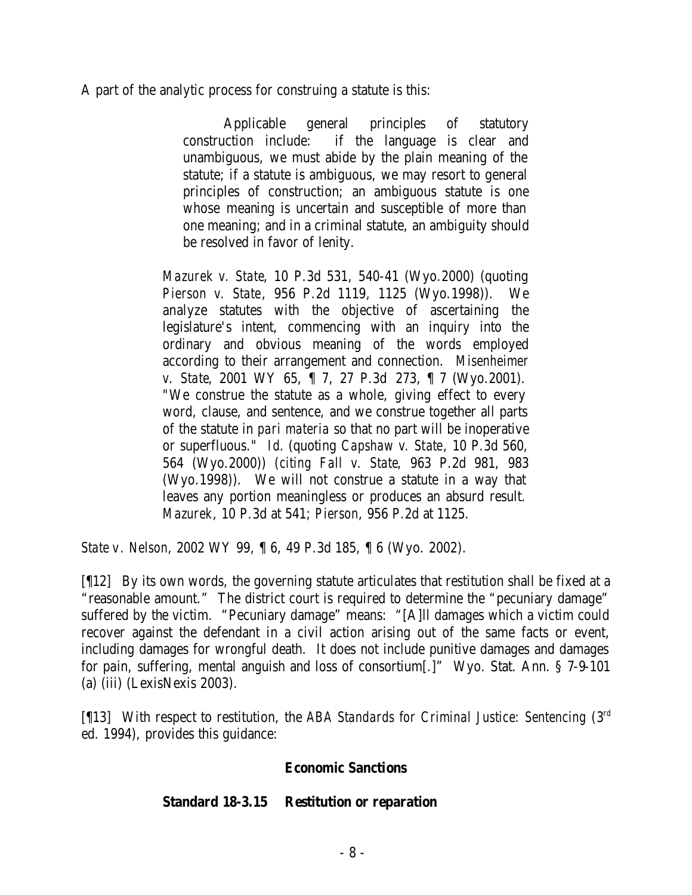A part of the analytic process for construing a statute is this:

> Applicable general principles of statutory construction include: if the language is clear and unambiguous, we must abide by the plain meaning of the statute; if a statute is ambiguous, we may resort to general principles of construction; an ambiguous statute is one whose meaning is uncertain and susceptible of more than one meaning; and in a criminal statute, an ambiguity should be resolved in favor of lenity.
>
> *Mazurek v. State*, 10 P.3d 531, 540-41 (Wyo.2000) (quoting *Pierson v. State*, 956 P.2d 1119, 1125 (Wyo.1998)). We analyze statutes with the objective of ascertaining the legislature's intent, commencing with an inquiry into the ordinary and obvious meaning of the words employed according to their arrangement and connection. *Misenheimer v. State*, 2001 WY 65, ¶ 7, 27 P.3d 273, ¶ 7 (Wyo.2001). "We construe the statute as a whole, giving effect to every word, clause, and sentence, and we construe together all parts of the statute in *pari materia* so that no part will be inoperative or superfluous." *Id.* (quoting *Capshaw v. State*, 10 P.3d 560, 564 (Wyo.2000)) (*citing Fall v. State*, 963 P.2d 981, 983 (Wyo.1998)). We will not construe a statute in a way that leaves any portion meaningless or produces an absurd result. *Mazurek*, 10 P.3d at 541; *Pierson*, 956 P.2d at 1125.

*State v. Nelson*, 2002 WY 99, ¶ 6, 49 P.3d 185, ¶ 6 (Wyo. 2002).

[¶12] By its own words, the governing statute articulates that restitution shall be fixed at a "reasonable amount." The district court is required to determine the "pecuniary damage" suffered by the victim. "Pecuniary damage" means: "[A]ll damages which a victim could recover against the defendant in a civil action arising out of the same facts or event, including damages for wrongful death. It does not include punitive damages and damages for pain, suffering, mental anguish and loss of consortium[.]" Wyo. Stat. Ann. § 7-9-101 (a) (iii) (LexisNexis 2003).

[¶13] With respect to restitution, the *ABA Standards for Criminal Justice: Sentencing* (3rd ed. 1994), provides this guidance:

**Economic Sanctions**

**Standard 18-3.15 Restitution or reparation**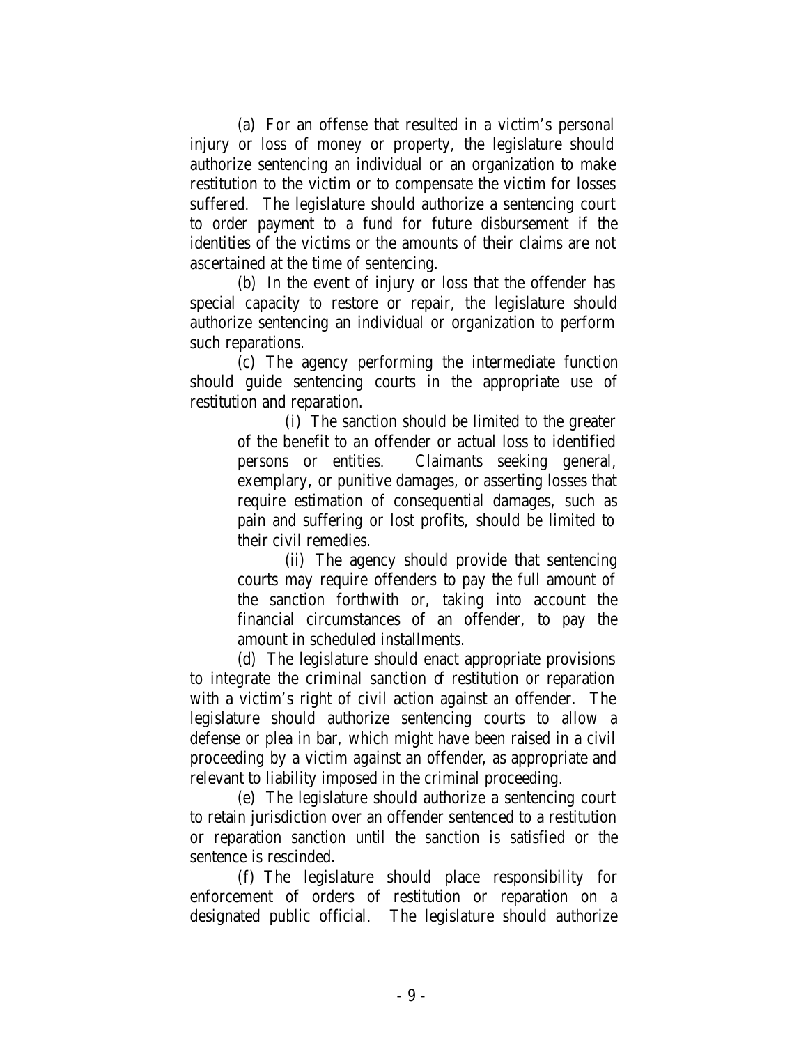(a) For an offense that resulted in a victim's personal injury or loss of money or property, the legislature should authorize sentencing an individual or an organization to make restitution to the victim or to compensate the victim for losses suffered. The legislature should authorize a sentencing court to order payment to a fund for future disbursement if the identities of the victims or the amounts of their claims are not ascertained at the time of sentencing.

(b) In the event of injury or loss that the offender has special capacity to restore or repair, the legislature should authorize sentencing an individual or organization to perform such reparations.

(c) The agency performing the intermediate function should guide sentencing courts in the appropriate use of restitution and reparation.

> (i) The sanction should be limited to the greater of the benefit to an offender or actual loss to identified persons or entities. Claimants seeking general, exemplary, or punitive damages, or asserting losses that require estimation of consequential damages, such as pain and suffering or lost profits, should be limited to their civil remedies.
>
> (ii) The agency should provide that sentencing courts may require offenders to pay the full amount of the sanction forthwith or, taking into account the financial circumstances of an offender, to pay the amount in scheduled installments.

(d) The legislature should enact appropriate provisions to integrate the criminal sanction of restitution or reparation with a victim's right of civil action against an offender. The legislature should authorize sentencing courts to allow a defense or plea in bar, which might have been raised in a civil proceeding by a victim against an offender, as appropriate and relevant to liability imposed in the criminal proceeding.

(e) The legislature should authorize a sentencing court to retain jurisdiction over an offender sentenced to a restitution or reparation sanction until the sanction is satisfied or the sentence is rescinded.

(f) The legislature should place responsibility for enforcement of orders of restitution or reparation on a designated public official. The legislature should authorize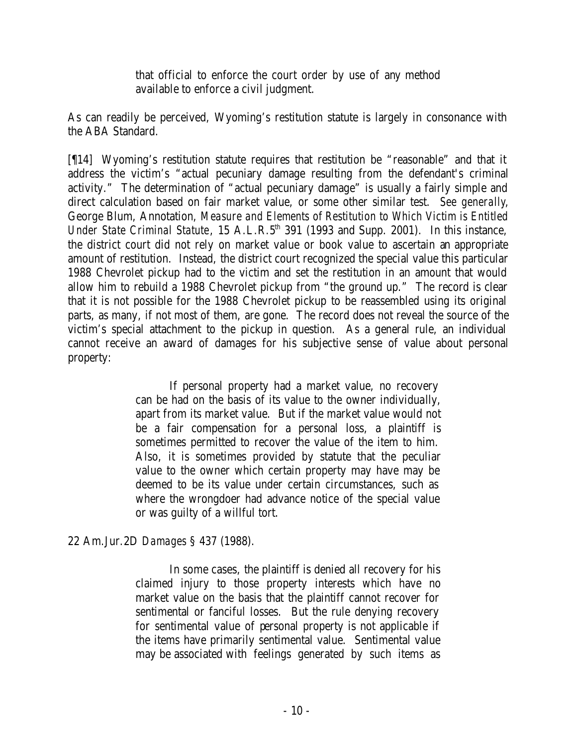> that official to enforce the court order by use of any method available to enforce a civil judgment.

As can readily be perceived, Wyoming's restitution statute is largely in consonance with the ABA Standard.

[¶14] Wyoming's restitution statute requires that restitution be "reasonable" and that it address the victim's "actual pecuniary damage resulting from the defendant's criminal activity." The determination of "actual pecuniary damage" is usually a fairly simple and direct calculation based on fair market value, or some other similar test. *See generally*, George Blum, Annotation, *Measure and Elements of Restitution to Which Victim is Entitled Under State Criminal Statute*, 15 A.L.R.5th 391 (1993 and Supp. 2001). In this instance, the district court did not rely on market value or book value to ascertain an appropriate amount of restitution. Instead, the district court recognized the special value this particular 1988 Chevrolet pickup had to the victim and set the restitution in an amount that would allow him to rebuild a 1988 Chevrolet pickup from "the ground up." The record is clear that it is not possible for the 1988 Chevrolet pickup to be reassembled using its original parts, as many, if not most of them, are gone. The record does not reveal the source of the victim's special attachment to the pickup in question. As a general rule, an individual cannot receive an award of damages for his subjective sense of value about personal property:

> If personal property had a market value, no recovery can be had on the basis of its value to the owner individually, apart from its market value. But if the market value would not be a fair compensation for a personal loss, a plaintiff is sometimes permitted to recover the value of the item to him. Also, it is sometimes provided by statute that the peculiar value to the owner which certain property may have may be deemed to be its value under certain circumstances, such as where the wrongdoer had advance notice of the special value or was guilty of a willful tort.

22 Am.Jur.2D *Damages* § 437 (1988).

> In some cases, the plaintiff is denied all recovery for his claimed injury to those property interests which have no market value on the basis that the plaintiff cannot recover for sentimental or fanciful losses. But the rule denying recovery for sentimental value of personal property is not applicable if the items have primarily sentimental value. Sentimental value may be associated with feelings generated by such items as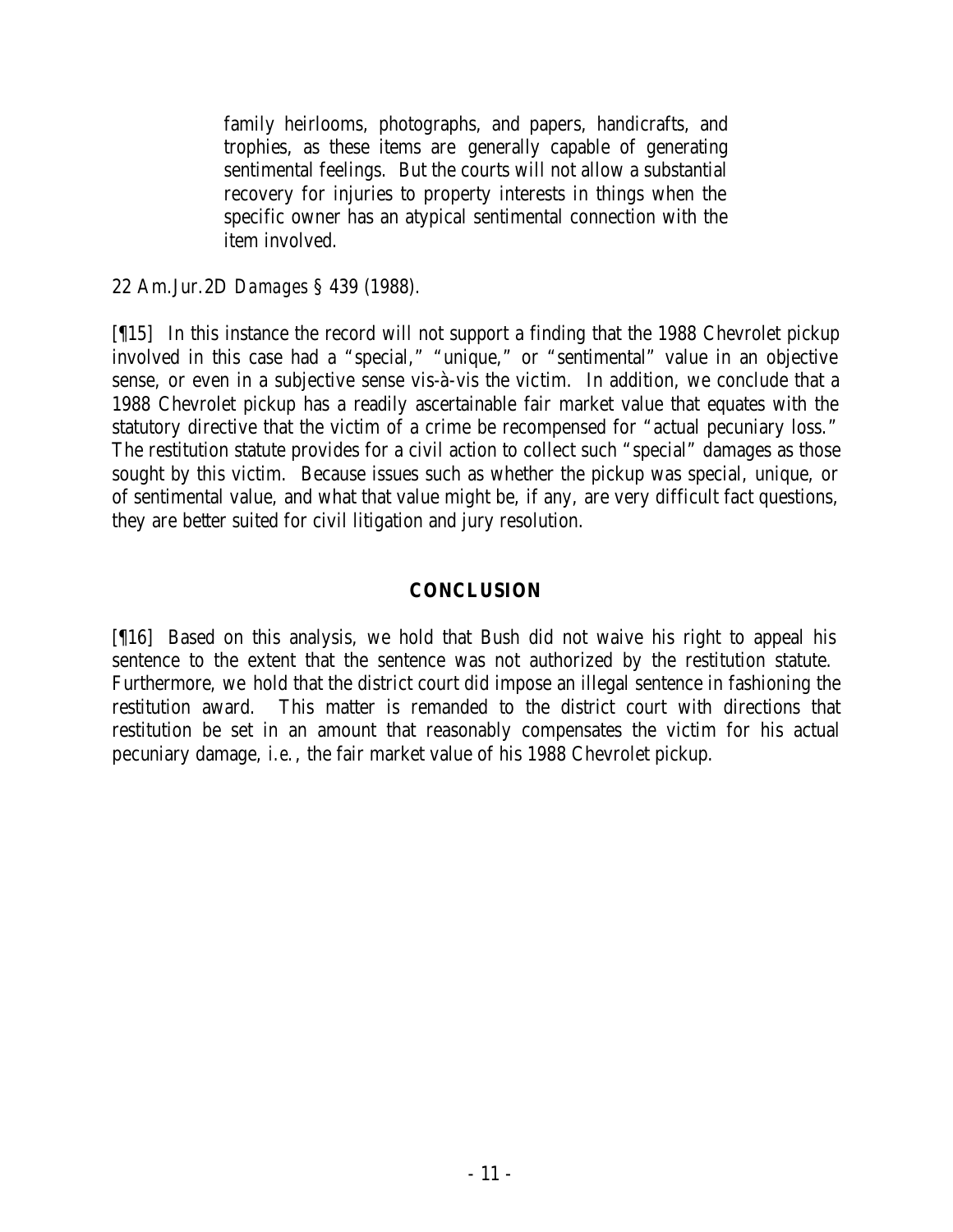> family heirlooms, photographs, and papers, handicrafts, and trophies, as these items are generally capable of generating sentimental feelings. But the courts will not allow a substantial recovery for injuries to property interests in things when the specific owner has an atypical sentimental connection with the item involved.

22 Am.Jur.2D *Damages* § 439 (1988).

[¶15] In this instance the record will not support a finding that the 1988 Chevrolet pickup involved in this case had a "special," "unique," or "sentimental" value in an objective sense, or even in a subjective sense vis-à-vis the victim. In addition, we conclude that a 1988 Chevrolet pickup has a readily ascertainable fair market value that equates with the statutory directive that the victim of a crime be recompensed for "actual pecuniary loss." The restitution statute provides for a civil action to collect such "special" damages as those sought by this victim. Because issues such as whether the pickup was special, unique, or of sentimental value, and what that value might be, if any, are very difficult fact questions, they are better suited for civil litigation and jury resolution.

## CONCLUSION

[¶16] Based on this analysis, we hold that Bush did not waive his right to appeal his sentence to the extent that the sentence was not authorized by the restitution statute. Furthermore, we hold that the district court did impose an illegal sentence in fashioning the restitution award. This matter is remanded to the district court with directions that restitution be set in an amount that reasonably compensates the victim for his actual pecuniary damage, *i.e.*, the fair market value of his 1988 Chevrolet pickup.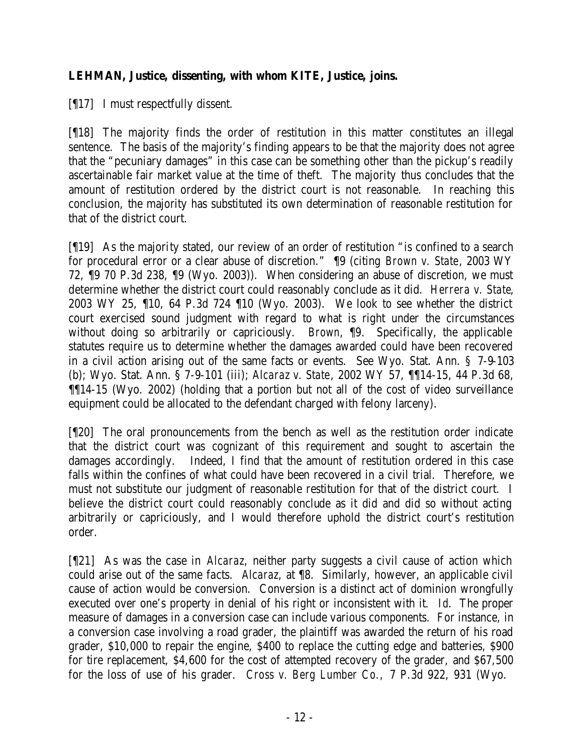**LEHMAN, Justice, dissenting, with whom KITE, Justice, joins.**

[¶17] I must respectfully dissent.

[¶18] The majority finds the order of restitution in this matter constitutes an illegal sentence. The basis of the majority's finding appears to be that the majority does not agree that the "pecuniary damages" in this case can be something other than the pickup's readily ascertainable fair market value at the time of theft. The majority thus concludes that the amount of restitution ordered by the district court is not reasonable. In reaching this conclusion, the majority has substituted its own determination of reasonable restitution for that of the district court.

[¶19] As the majority stated, our review of an order of restitution "is confined to a search for procedural error or a clear abuse of discretion." ¶9 (citing *Brown v. State*, 2003 WY 72, ¶9 70 P.3d 238, ¶9 (Wyo. 2003)). When considering an abuse of discretion, we must determine whether the district court could reasonably conclude as it did. *Herrera v. State*, 2003 WY 25, ¶10, 64 P.3d 724 ¶10 (Wyo. 2003). We look to see whether the district court exercised sound judgment with regard to what is right under the circumstances without doing so arbitrarily or capriciously. *Brown*, ¶9. Specifically, the applicable statutes require us to determine whether the damages awarded could have been recovered in a civil action arising out of the same facts or events. See Wyo. Stat. Ann. § 7-9-103 (b); Wyo. Stat. Ann. § 7-9-101 (iii); *Alcaraz v. State*, 2002 WY 57, ¶¶14-15, 44 P.3d 68, ¶¶14-15 (Wyo. 2002) (holding that a portion but not all of the cost of video surveillance equipment could be allocated to the defendant charged with felony larceny).

[¶20] The oral pronouncements from the bench as well as the restitution order indicate that the district court was cognizant of this requirement and sought to ascertain the damages accordingly. Indeed, I find that the amount of restitution ordered in this case falls within the confines of what could have been recovered in a civil trial. Therefore, we must not substitute our judgment of reasonable restitution for that of the district court. I believe the district court could reasonably conclude as it did and did so without acting arbitrarily or capriciously, and I would therefore uphold the district court's restitution order.

[¶21] As was the case in *Alcaraz*, neither party suggests a civil cause of action which could arise out of the same facts. *Alcaraz*, at ¶8. Similarly, however, an applicable civil cause of action would be conversion. Conversion is a distinct act of dominion wrongfully executed over one's property in denial of his right or inconsistent with it. *Id*. The proper measure of damages in a conversion case can include various components. For instance, in a conversion case involving a road grader, the plaintiff was awarded the return of his road grader, $10,000 to repair the engine, $400 to replace the cutting edge and batteries, $900 for tire replacement, $4,600 for the cost of attempted recovery of the grader, and $67,500 for the loss of use of his grader. *Cross v. Berg Lumber Co.,* 7 P.3d 922, 931 (Wyo.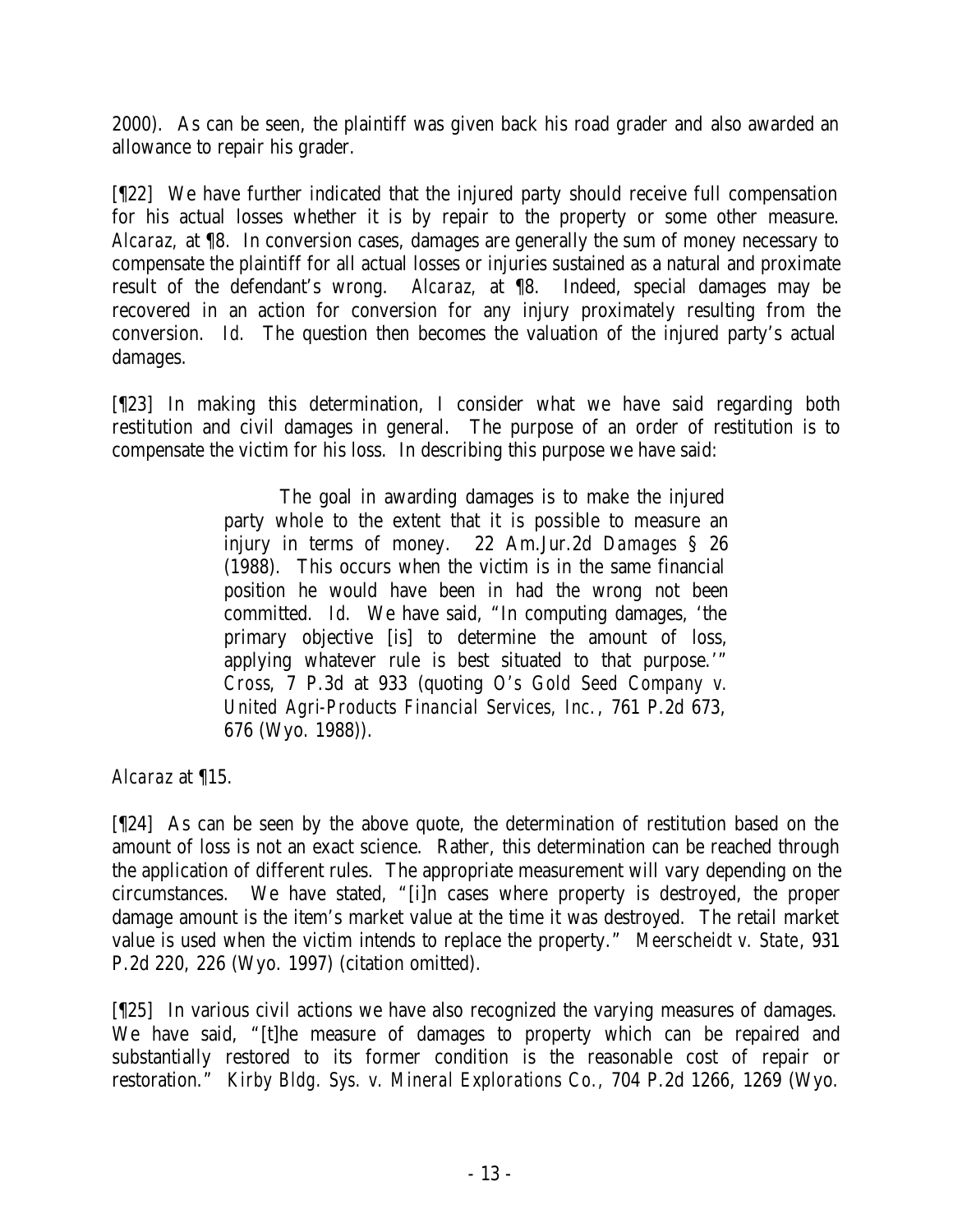2000). As can be seen, the plaintiff was given back his road grader and also awarded an allowance to repair his grader.

[¶22] We have further indicated that the injured party should receive full compensation for his actual losses whether it is by repair to the property or some other measure. *Alcaraz,* at ¶8. In conversion cases, damages are generally the sum of money necessary to compensate the plaintiff for all actual losses or injuries sustained as a natural and proximate result of the defendant's wrong. *Alcaraz,* at ¶8. Indeed, special damages may be recovered in an action for conversion for any injury proximately resulting from the conversion. *Id.* The question then becomes the valuation of the injured party's actual damages.

[¶23] In making this determination, I consider what we have said regarding both restitution and civil damages in general. The purpose of an order of restitution is to compensate the victim for his loss. In describing this purpose we have said:

> The goal in awarding damages is to make the injured party whole to the extent that it is possible to measure an injury in terms of money. 22 Am.Jur.2d *Damages* § 26 (1988). This occurs when the victim is in the same financial position he would have been in had the wrong not been committed. *Id.* We have said, "In computing damages, 'the primary objective [is] to determine the amount of loss, applying whatever rule is best situated to that purpose.'" *Cross*, 7 P.3d at 933 (quoting *O's Gold Seed Company v. United Agri-Products Financial Services, Inc.*, 761 P.2d 673, 676 (Wyo. 1988)).

*Alcaraz* at ¶15.

[¶24] As can be seen by the above quote, the determination of restitution based on the amount of loss is not an exact science. Rather, this determination can be reached through the application of different rules. The appropriate measurement will vary depending on the circumstances. We have stated, "[i]n cases where property is destroyed, the proper damage amount is the item's market value at the time it was destroyed. The retail market value is used when the victim intends to replace the property." *Meerscheidt v. State*, 931 P.2d 220, 226 (Wyo. 1997) (citation omitted).

[¶25] In various civil actions we have also recognized the varying measures of damages. We have said, "[t]he measure of damages to property which can be repaired and substantially restored to its former condition is the reasonable cost of repair or restoration." *Kirby Bldg. Sys. v. Mineral Explorations Co.*, 704 P.2d 1266, 1269 (Wyo.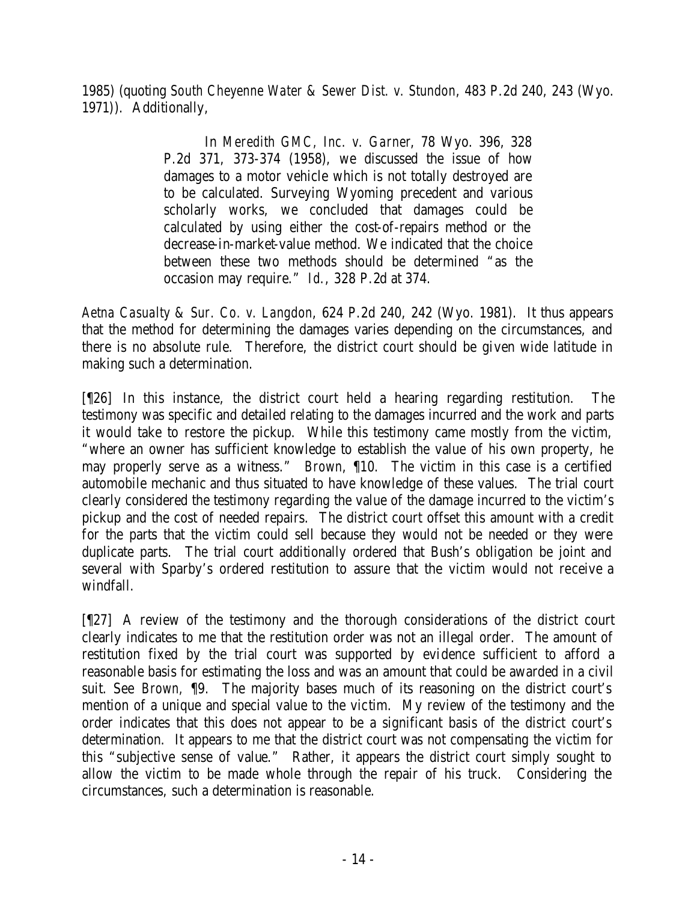1985) (quoting *South Cheyenne Water & Sewer Dist. v. Stundon*, 483 P.2d 240, 243 (Wyo. 1971)). Additionally,

> In *Meredith GMC, Inc. v. Garner*, 78 Wyo. 396, 328 P.2d 371, 373-374 (1958), we discussed the issue of how damages to a motor vehicle which is not totally destroyed are to be calculated. Surveying Wyoming precedent and various scholarly works, we concluded that damages could be calculated by using either the cost-of-repairs method or the decrease-in-market-value method. We indicated that the choice between these two methods should be determined "as the occasion may require." *Id.*, 328 P.2d at 374.

*Aetna Casualty & Sur. Co. v. Langdon*, 624 P.2d 240, 242 (Wyo. 1981). It thus appears that the method for determining the damages varies depending on the circumstances, and there is no absolute rule. Therefore, the district court should be given wide latitude in making such a determination.

[¶26] In this instance, the district court held a hearing regarding restitution. The testimony was specific and detailed relating to the damages incurred and the work and parts it would take to restore the pickup. While this testimony came mostly from the victim, "where an owner has sufficient knowledge to establish the value of his own property, he may properly serve as a witness." *Brown*, ¶10. The victim in this case is a certified automobile mechanic and thus situated to have knowledge of these values. The trial court clearly considered the testimony regarding the value of the damage incurred to the victim's pickup and the cost of needed repairs. The district court offset this amount with a credit for the parts that the victim could sell because they would not be needed or they were duplicate parts. The trial court additionally ordered that Bush's obligation be joint and several with Sparby's ordered restitution to assure that the victim would not receive a windfall.

[¶27] A review of the testimony and the thorough considerations of the district court clearly indicates to me that the restitution order was not an illegal order. The amount of restitution fixed by the trial court was supported by evidence sufficient to afford a reasonable basis for estimating the loss and was an amount that could be awarded in a civil suit. See *Brown*, ¶9. The majority bases much of its reasoning on the district court's mention of a unique and special value to the victim. My review of the testimony and the order indicates that this does not appear to be a significant basis of the district court's determination. It appears to me that the district court was not compensating the victim for this "subjective sense of value." Rather, it appears the district court simply sought to allow the victim to be made whole through the repair of his truck. Considering the circumstances, such a determination is reasonable.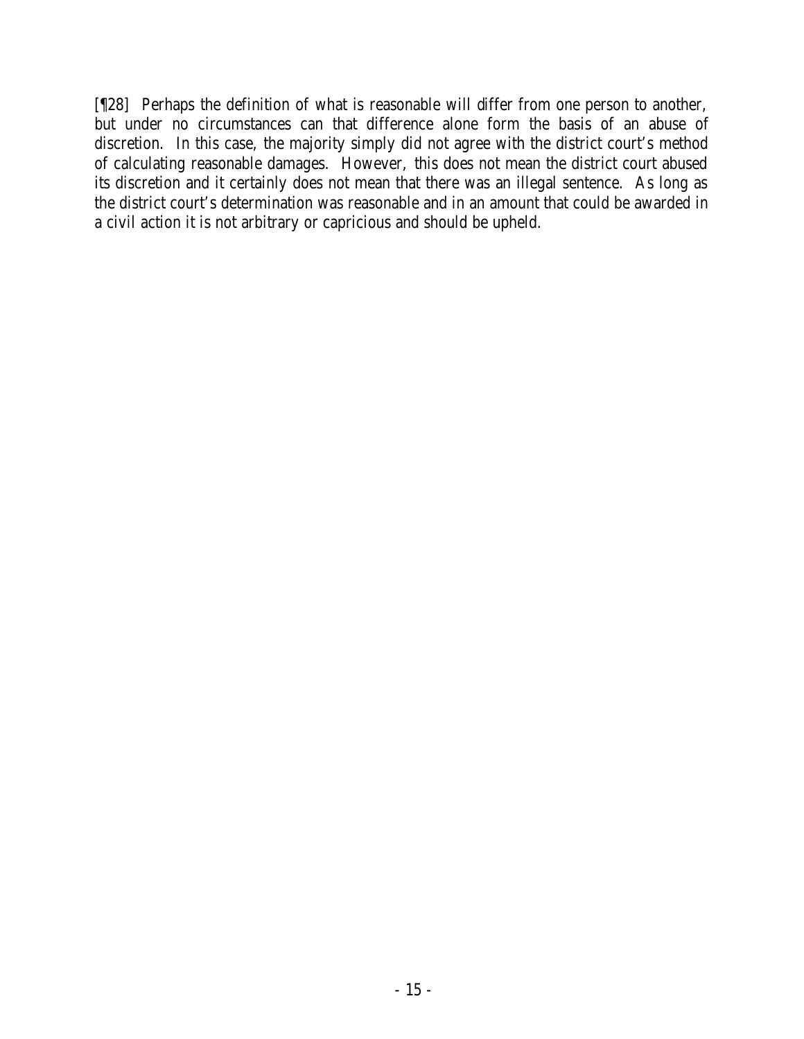[¶28] Perhaps the definition of what is reasonable will differ from one person to another, but under no circumstances can that difference alone form the basis of an abuse of discretion. In this case, the majority simply did not agree with the district court's method of calculating reasonable damages. However, this does not mean the district court abused its discretion and it certainly does not mean that there was an illegal sentence. As long as the district court's determination was reasonable and in an amount that could be awarded in a civil action it is not arbitrary or capricious and should be upheld.